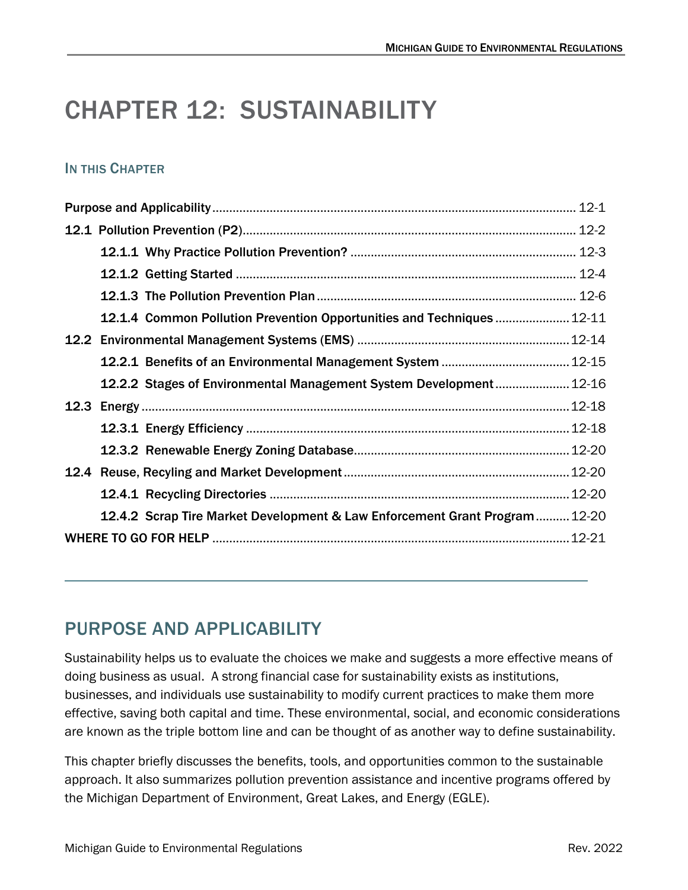# CHAPTER 12: SUSTAINABILITY

### IN THIS CHAPTER

| | |
|---|---|
| Purpose and Applicability | 12-1 |
| 12.1 Pollution Prevention (P2) | 12-2 |
| 12.1.1 Why Practice Pollution Prevention? | 12-3 |
| 12.1.2 Getting Started | 12-4 |
| 12.1.3 The Pollution Prevention Plan | 12-6 |
| 12.1.4 Common Pollution Prevention Opportunities and Techniques | 12-11 |
| 12.2 Environmental Management Systems (EMS) | 12-14 |
| 12.2.1 Benefits of an Environmental Management System | 12-15 |
| 12.2.2 Stages of Environmental Management System Development | 12-16 |
| 12.3 Energy | 12-18 |
| 12.3.1 Energy Efficiency | 12-18 |
| 12.3.2 Renewable Energy Zoning Database | 12-20 |
| 12.4 Reuse, Recyling and Market Development | 12-20 |
| 12.4.1 Recycling Directories | 12-20 |
| 12.4.2 Scrap Tire Market Development & Law Enforcement Grant Program | 12-20 |
| WHERE TO GO FOR HELP | 12-21 |

## PURPOSE AND APPLICABILITY

Sustainability helps us to evaluate the choices we make and suggests a more effective means of doing business as usual. A strong financial case for sustainability exists as institutions, businesses, and individuals use sustainability to modify current practices to make them more effective, saving both capital and time. These environmental, social, and economic considerations are known as the triple bottom line and can be thought of as another way to define sustainability.

This chapter briefly discusses the benefits, tools, and opportunities common to the sustainable approach. It also summarizes pollution prevention assistance and incentive programs offered by the Michigan Department of Environment, Great Lakes, and Energy (EGLE).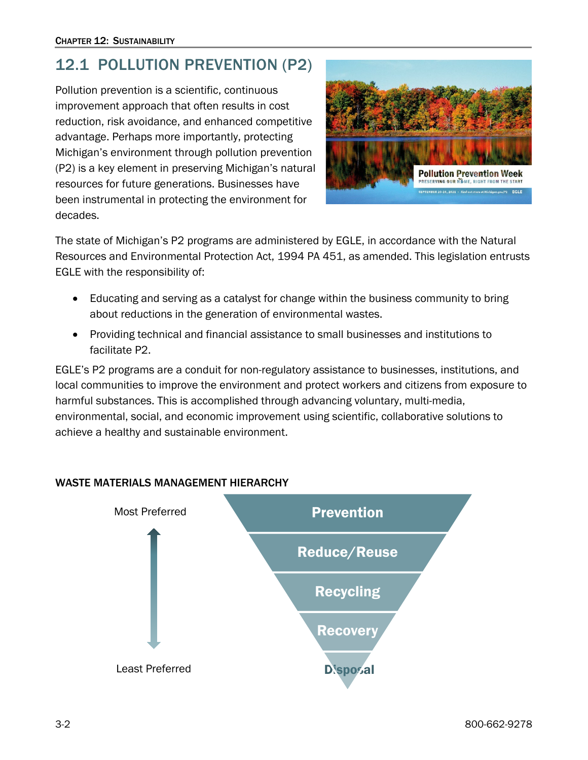## 12.1 POLLUTION PREVENTION (P2)

Pollution prevention is a scientific, continuous improvement approach that often results in cost reduction, risk avoidance, and enhanced competitive advantage. Perhaps more importantly, protecting Michigan's environment through pollution prevention (P2) is a key element in preserving Michigan's natural resources for future generations. Businesses have been instrumental in protecting the environment for decades.

The state of Michigan's P2 programs are administered by EGLE, in accordance with the Natural Resources and Environmental Protection Act, 1994 PA 451, as amended. This legislation entrusts EGLE with the responsibility of:

- Educating and serving as a catalyst for change within the business community to bring about reductions in the generation of environmental wastes.
- Providing technical and financial assistance to small businesses and institutions to facilitate P2.

EGLE's P2 programs are a conduit for non-regulatory assistance to businesses, institutions, and local communities to improve the environment and protect workers and citizens from exposure to harmful substances. This is accomplished through advancing voluntary, multi-media, environmental, social, and economic improvement using scientific, collaborative solutions to achieve a healthy and sustainable environment.

### WASTE MATERIALS MANAGEMENT HIERARCHY

Most Preferred

- Prevention
- Reduce/Reuse
- Recycling
- Recovery
- Disposal

Least Preferred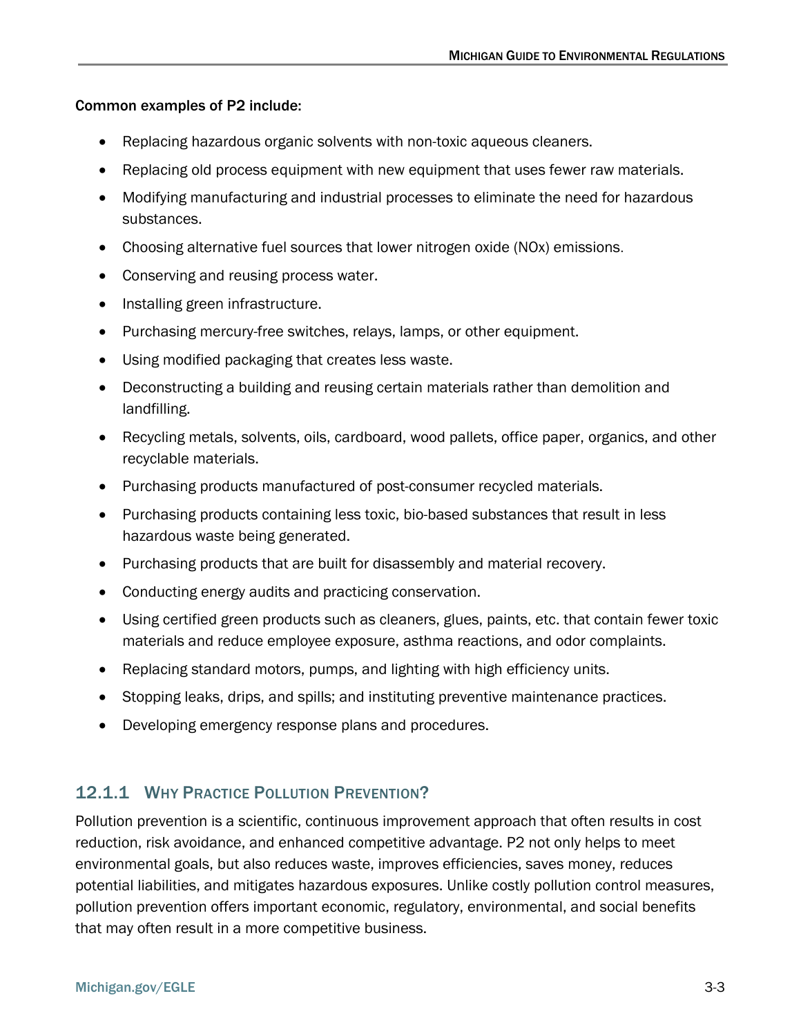**Common examples of P2 include:**

- Replacing hazardous organic solvents with non-toxic aqueous cleaners.
- Replacing old process equipment with new equipment that uses fewer raw materials.
- Modifying manufacturing and industrial processes to eliminate the need for hazardous substances.
- Choosing alternative fuel sources that lower nitrogen oxide ($NO_X$) emissions.
- Conserving and reusing process water.
- Installing green infrastructure.
- Purchasing mercury-free switches, relays, lamps, or other equipment.
- Using modified packaging that creates less waste.
- Deconstructing a building and reusing certain materials rather than demolition and landfilling.
- Recycling metals, solvents, oils, cardboard, wood pallets, office paper, organics, and other recyclable materials.
- Purchasing products manufactured of post-consumer recycled materials.
- Purchasing products containing less toxic, bio-based substances that result in less hazardous waste being generated.
- Purchasing products that are built for disassembly and material recovery.
- Conducting energy audits and practicing conservation.
- Using certified green products such as cleaners, glues, paints, etc. that contain fewer toxic materials and reduce employee exposure, asthma reactions, and odor complaints.
- Replacing standard motors, pumps, and lighting with high efficiency units.
- Stopping leaks, drips, and spills; and instituting preventive maintenance practices.
- Developing emergency response plans and procedures.

### 12.1.1 Why Practice Pollution Prevention?

Pollution prevention is a scientific, continuous improvement approach that often results in cost reduction, risk avoidance, and enhanced competitive advantage. P2 not only helps to meet environmental goals, but also reduces waste, improves efficiencies, saves money, reduces potential liabilities, and mitigates hazardous exposures. Unlike costly pollution control measures, pollution prevention offers important economic, regulatory, environmental, and social benefits that may often result in a more competitive business.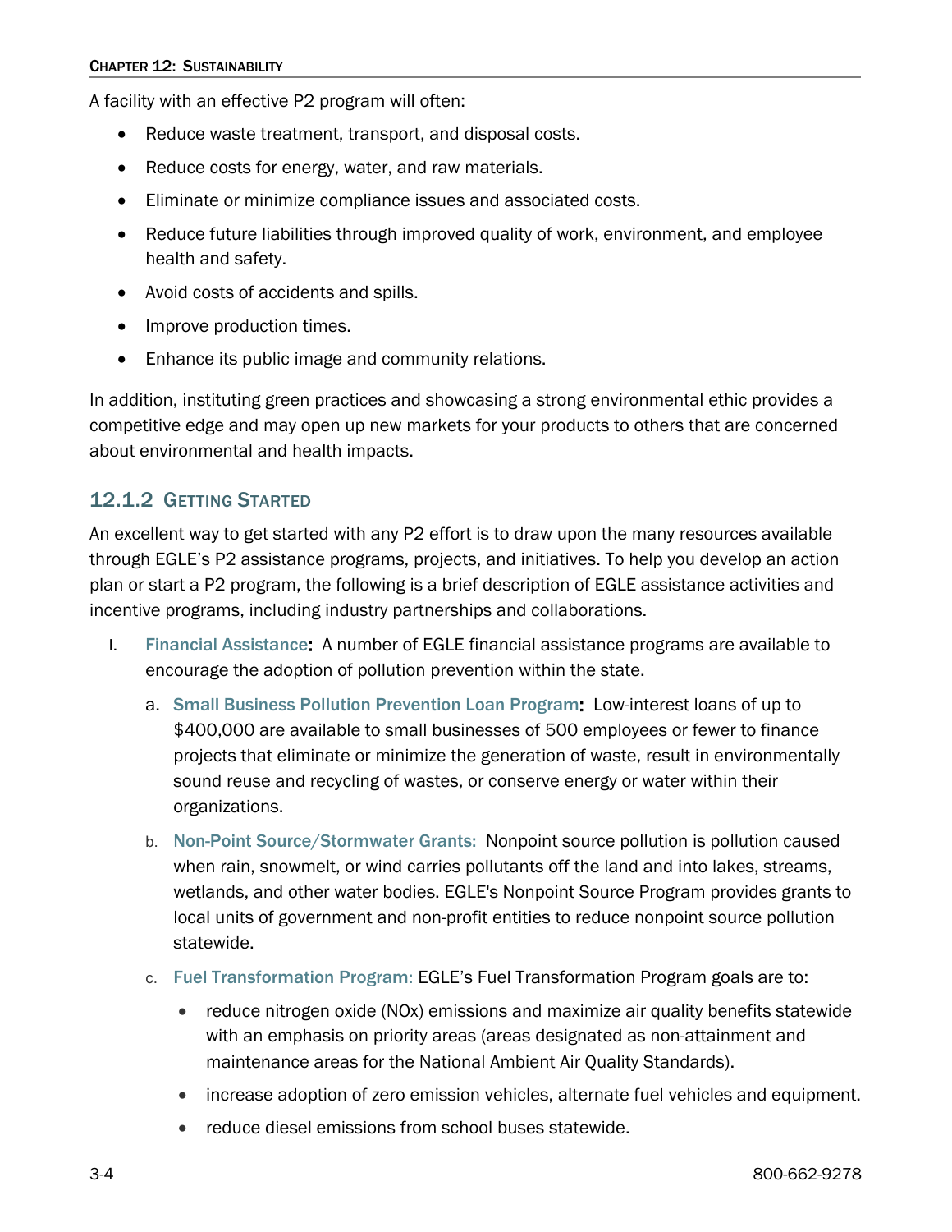A facility with an effective P2 program will often:

- Reduce waste treatment, transport, and disposal costs.
- Reduce costs for energy, water, and raw materials.
- Eliminate or minimize compliance issues and associated costs.
- Reduce future liabilities through improved quality of work, environment, and employee health and safety.
- Avoid costs of accidents and spills.
- Improve production times.
- Enhance its public image and community relations.

In addition, instituting green practices and showcasing a strong environmental ethic provides a competitive edge and may open up new markets for your products to others that are concerned about environmental and health impacts.

### 12.1.2 Getting Started

An excellent way to get started with any P2 effort is to draw upon the many resources available through EGLE's P2 assistance programs, projects, and initiatives. To help you develop an action plan or start a P2 program, the following is a brief description of EGLE assistance activities and incentive programs, including industry partnerships and collaborations.

I. **Financial Assistance**: A number of EGLE financial assistance programs are available to encourage the adoption of pollution prevention within the state.

   a. **Small Business Pollution Prevention Loan Program**: Low-interest loans of up to $400,000 are available to small businesses of 500 employees or fewer to finance projects that eliminate or minimize the generation of waste, result in environmentally sound reuse and recycling of wastes, or conserve energy or water within their organizations.

   b. **Non-Point Source/Stormwater Grants:** Nonpoint source pollution is pollution caused when rain, snowmelt, or wind carries pollutants off the land and into lakes, streams, wetlands, and other water bodies. EGLE's Nonpoint Source Program provides grants to local units of government and non-profit entities to reduce nonpoint source pollution statewide.

   c. **Fuel Transformation Program:** EGLE's Fuel Transformation Program goals are to:

      - reduce nitrogen oxide (NOx) emissions and maximize air quality benefits statewide with an emphasis on priority areas (areas designated as non-attainment and maintenance areas for the National Ambient Air Quality Standards).
      - increase adoption of zero emission vehicles, alternate fuel vehicles and equipment.
      - reduce diesel emissions from school buses statewide.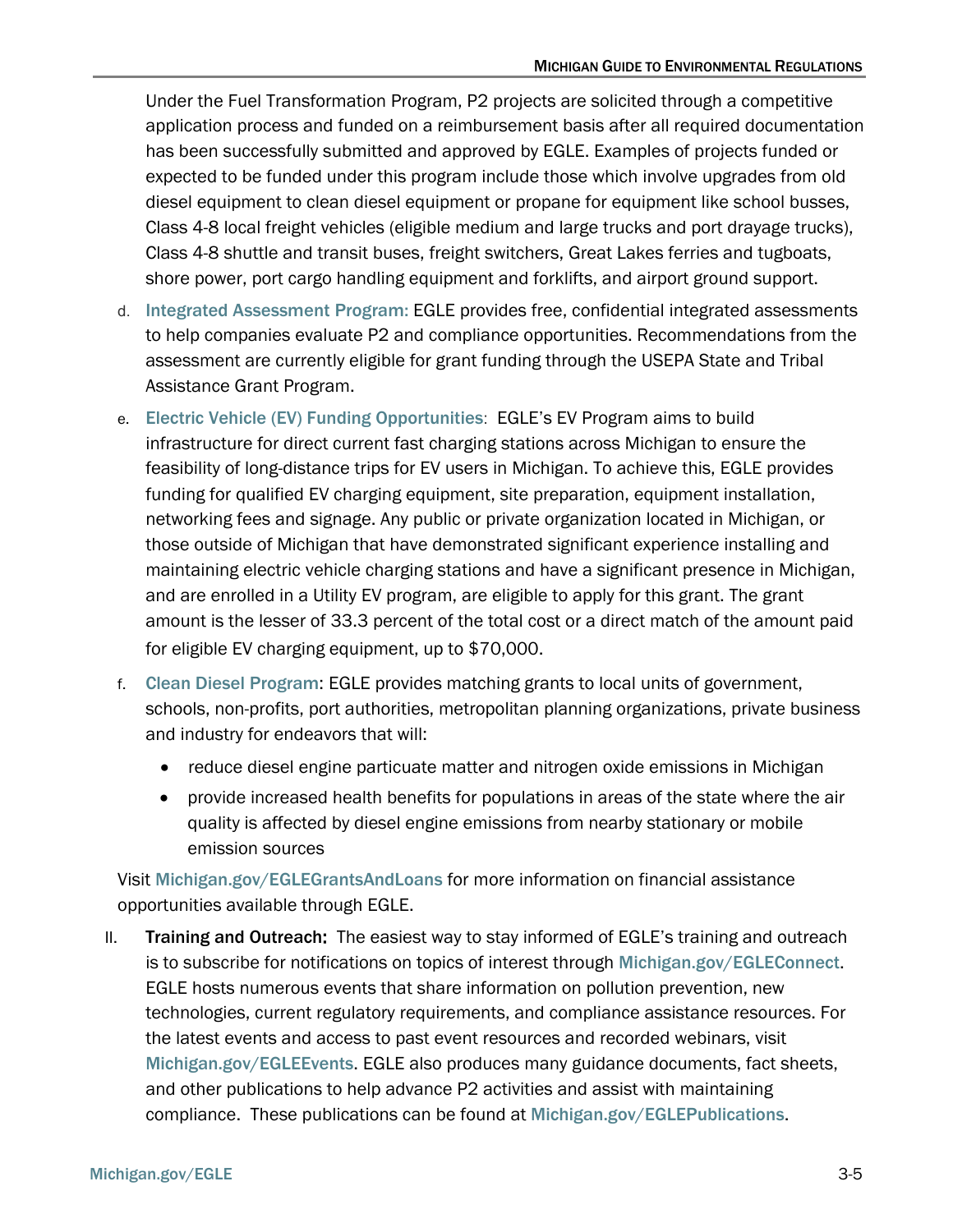Under the Fuel Transformation Program, P2 projects are solicited through a competitive application process and funded on a reimbursement basis after all required documentation has been successfully submitted and approved by EGLE. Examples of projects funded or expected to be funded under this program include those which involve upgrades from old diesel equipment to clean diesel equipment or propane for equipment like school busses, Class 4-8 local freight vehicles (eligible medium and large trucks and port drayage trucks), Class 4-8 shuttle and transit buses, freight switchers, Great Lakes ferries and tugboats, shore power, port cargo handling equipment and forklifts, and airport ground support.

d. Integrated Assessment Program: EGLE provides free, confidential integrated assessments to help companies evaluate P2 and compliance opportunities. Recommendations from the assessment are currently eligible for grant funding through the USEPA State and Tribal Assistance Grant Program.

e. Electric Vehicle (EV) Funding Opportunities: EGLE's EV Program aims to build infrastructure for direct current fast charging stations across Michigan to ensure the feasibility of long-distance trips for EV users in Michigan. To achieve this, EGLE provides funding for qualified EV charging equipment, site preparation, equipment installation, networking fees and signage. Any public or private organization located in Michigan, or those outside of Michigan that have demonstrated significant experience installing and maintaining electric vehicle charging stations and have a significant presence in Michigan, and are enrolled in a Utility EV program, are eligible to apply for this grant. The grant amount is the lesser of 33.3 percent of the total cost or a direct match of the amount paid for eligible EV charging equipment, up to $70,000.

f. Clean Diesel Program: EGLE provides matching grants to local units of government, schools, non-profits, port authorities, metropolitan planning organizations, private business and industry for endeavors that will:

- reduce diesel engine particuate matter and nitrogen oxide emissions in Michigan
- provide increased health benefits for populations in areas of the state where the air quality is affected by diesel engine emissions from nearby stationary or mobile emission sources

Visit Michigan.gov/EGLEGrantsAndLoans for more information on financial assistance opportunities available through EGLE.

II. **Training and Outreach:** The easiest way to stay informed of EGLE's training and outreach is to subscribe for notifications on topics of interest through Michigan.gov/EGLEConnect. EGLE hosts numerous events that share information on pollution prevention, new technologies, current regulatory requirements, and compliance assistance resources. For the latest events and access to past event resources and recorded webinars, visit Michigan.gov/EGLEEvents. EGLE also produces many guidance documents, fact sheets, and other publications to help advance P2 activities and assist with maintaining compliance. These publications can be found at Michigan.gov/EGLEPublications.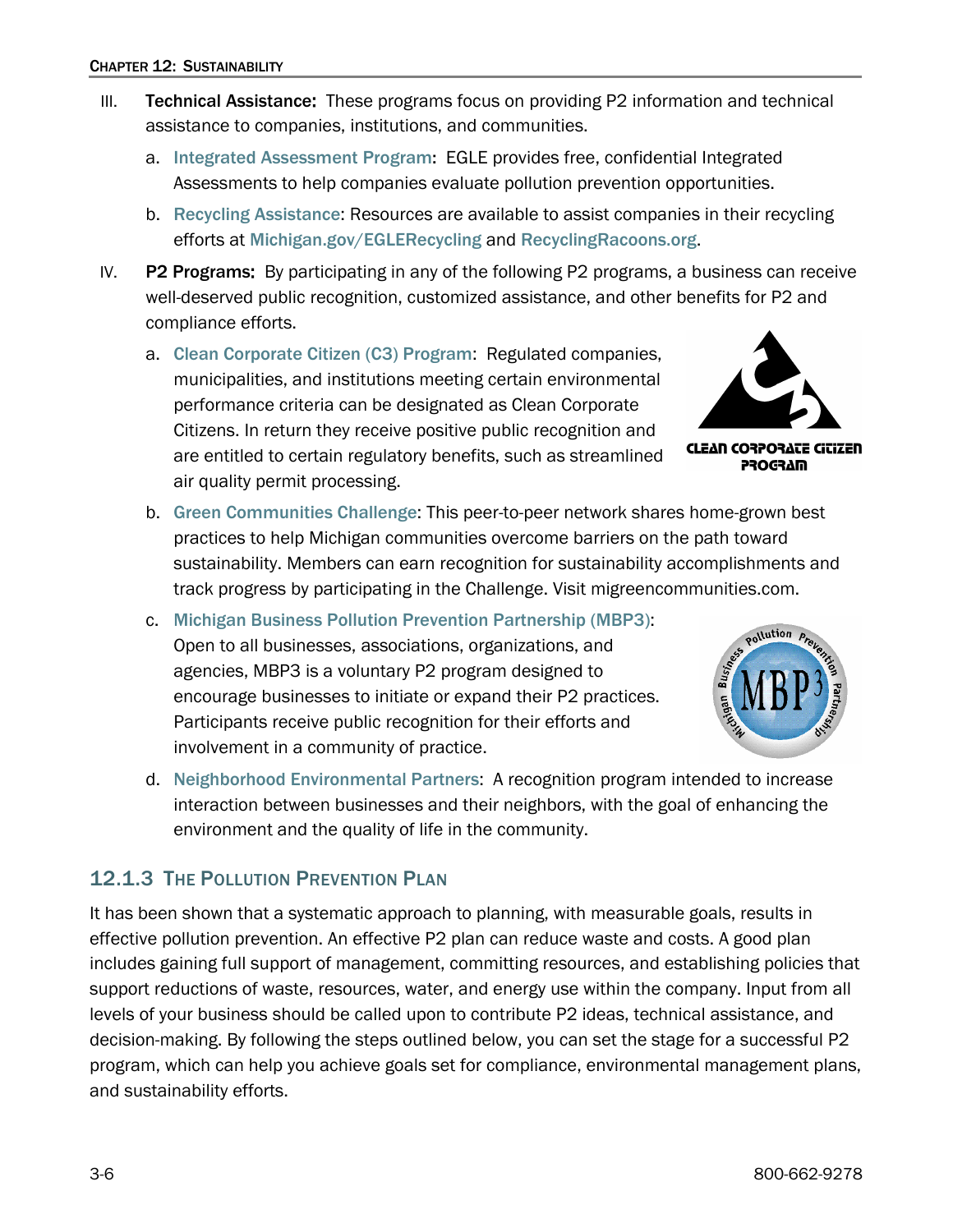III. **Technical Assistance:** These programs focus on providing P2 information and technical assistance to companies, institutions, and communities.

a. Integrated Assessment Program: EGLE provides free, confidential Integrated Assessments to help companies evaluate pollution prevention opportunities.

b. Recycling Assistance: Resources are available to assist companies in their recycling efforts at Michigan.gov/EGLERecycling and RecyclingRacoons.org.

IV. **P2 Programs:** By participating in any of the following P2 programs, a business can receive well-deserved public recognition, customized assistance, and other benefits for P2 and compliance efforts.

a. Clean Corporate Citizen (C3) Program: Regulated companies, municipalities, and institutions meeting certain environmental performance criteria can be designated as Clean Corporate Citizens. In return they receive positive public recognition and are entitled to certain regulatory benefits, such as streamlined air quality permit processing.

b. Green Communities Challenge: This peer-to-peer network shares home-grown best practices to help Michigan communities overcome barriers on the path toward sustainability. Members can earn recognition for sustainability accomplishments and track progress by participating in the Challenge. Visit migreencommunities.com.

c. Michigan Business Pollution Prevention Partnership (MBP3): Open to all businesses, associations, organizations, and agencies, MBP3 is a voluntary P2 program designed to encourage businesses to initiate or expand their P2 practices. Participants receive public recognition for their efforts and involvement in a community of practice.

d. Neighborhood Environmental Partners: A recognition program intended to increase interaction between businesses and their neighbors, with the goal of enhancing the environment and the quality of life in the community.

### 12.1.3 The Pollution Prevention Plan

It has been shown that a systematic approach to planning, with measurable goals, results in effective pollution prevention. An effective P2 plan can reduce waste and costs. A good plan includes gaining full support of management, committing resources, and establishing policies that support reductions of waste, resources, water, and energy use within the company. Input from all levels of your business should be called upon to contribute P2 ideas, technical assistance, and decision-making. By following the steps outlined below, you can set the stage for a successful P2 program, which can help you achieve goals set for compliance, environmental management plans, and sustainability efforts.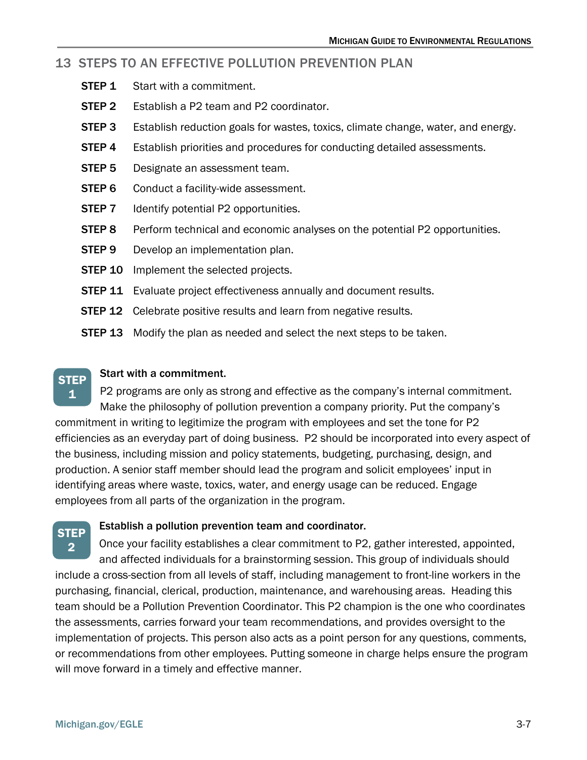## 13 STEPS TO AN EFFECTIVE POLLUTION PREVENTION PLAN

**STEP 1** Start with a commitment.

**STEP 2** Establish a P2 team and P2 coordinator.

**STEP 3** Establish reduction goals for wastes, toxics, climate change, water, and energy.

**STEP 4** Establish priorities and procedures for conducting detailed assessments.

**STEP 5** Designate an assessment team.

**STEP 6** Conduct a facility-wide assessment.

**STEP 7** Identify potential P2 opportunities.

**STEP 8** Perform technical and economic analyses on the potential P2 opportunities.

**STEP 9** Develop an implementation plan.

**STEP 10** Implement the selected projects.

**STEP 11** Evaluate project effectiveness annually and document results.

**STEP 12** Celebrate positive results and learn from negative results.

**STEP 13** Modify the plan as needed and select the next steps to be taken.

### STEP 1 — Start with a commitment.

P2 programs are only as strong and effective as the company's internal commitment. Make the philosophy of pollution prevention a company priority. Put the company's commitment in writing to legitimize the program with employees and set the tone for P2 efficiencies as an everyday part of doing business. P2 should be incorporated into every aspect of the business, including mission and policy statements, budgeting, purchasing, design, and production. A senior staff member should lead the program and solicit employees' input in identifying areas where waste, toxics, water, and energy usage can be reduced. Engage employees from all parts of the organization in the program.

### STEP 2 — Establish a pollution prevention team and coordinator.

Once your facility establishes a clear commitment to P2, gather interested, appointed, and affected individuals for a brainstorming session. This group of individuals should include a cross-section from all levels of staff, including management to front-line workers in the purchasing, financial, clerical, production, maintenance, and warehousing areas. Heading this team should be a Pollution Prevention Coordinator. This P2 champion is the one who coordinates the assessments, carries forward your team recommendations, and provides oversight to the implementation of projects. This person also acts as a point person for any questions, comments, or recommendations from other employees. Putting someone in charge helps ensure the program will move forward in a timely and effective manner.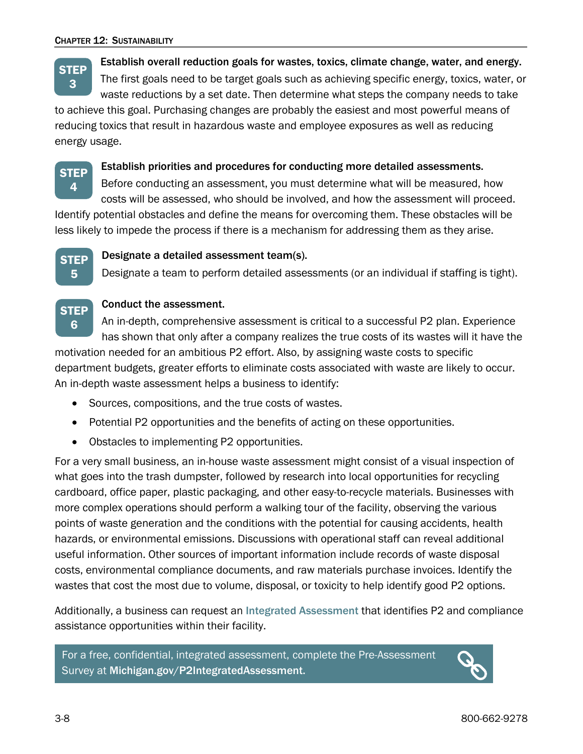**STEP 3** **Establish overall reduction goals for wastes, toxics, climate change, water, and energy.**

The first goals need to be target goals such as achieving specific energy, toxics, water, or waste reductions by a set date. Then determine what steps the company needs to take to achieve this goal. Purchasing changes are probably the easiest and most powerful means of reducing toxics that result in hazardous waste and employee exposures as well as reducing energy usage.

**STEP 4** **Establish priorities and procedures for conducting more detailed assessments.**

Before conducting an assessment, you must determine what will be measured, how costs will be assessed, who should be involved, and how the assessment will proceed. Identify potential obstacles and define the means for overcoming them. These obstacles will be less likely to impede the process if there is a mechanism for addressing them as they arise.

**STEP 5** **Designate a detailed assessment team(s).**

Designate a team to perform detailed assessments (or an individual if staffing is tight).

**STEP 6** **Conduct the assessment.**

An in-depth, comprehensive assessment is critical to a successful P2 plan. Experience has shown that only after a company realizes the true costs of its wastes will it have the motivation needed for an ambitious P2 effort. Also, by assigning waste costs to specific department budgets, greater efforts to eliminate costs associated with waste are likely to occur. An in-depth waste assessment helps a business to identify:

- Sources, compositions, and the true costs of wastes.
- Potential P2 opportunities and the benefits of acting on these opportunities.
- Obstacles to implementing P2 opportunities.

For a very small business, an in-house waste assessment might consist of a visual inspection of what goes into the trash dumpster, followed by research into local opportunities for recycling cardboard, office paper, plastic packaging, and other easy-to-recycle materials. Businesses with more complex operations should perform a walking tour of the facility, observing the various points of waste generation and the conditions with the potential for causing accidents, health hazards, or environmental emissions. Discussions with operational staff can reveal additional useful information. Other sources of important information include records of waste disposal costs, environmental compliance documents, and raw materials purchase invoices. Identify the wastes that cost the most due to volume, disposal, or toxicity to help identify good P2 options.

Additionally, a business can request an Integrated Assessment that identifies P2 and compliance assistance opportunities within their facility.

For a free, confidential, integrated assessment, complete the Pre-Assessment Survey at **Michigan.gov/P2IntegratedAssessment.**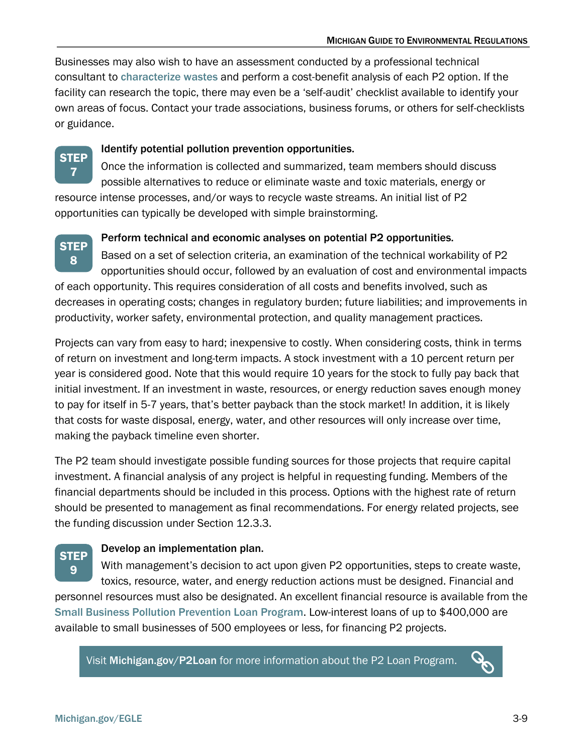Businesses may also wish to have an assessment conducted by a professional technical consultant to characterize wastes and perform a cost-benefit analysis of each P2 option. If the facility can research the topic, there may even be a 'self-audit' checklist available to identify your own areas of focus. Contact your trade associations, business forums, or others for self-checklists or guidance.

**STEP 7** **Identify potential pollution prevention opportunities.**

Once the information is collected and summarized, team members should discuss possible alternatives to reduce or eliminate waste and toxic materials, energy or resource intense processes, and/or ways to recycle waste streams. An initial list of P2 opportunities can typically be developed with simple brainstorming.

**STEP 8** **Perform technical and economic analyses on potential P2 opportunities.**

Based on a set of selection criteria, an examination of the technical workability of P2 opportunities should occur, followed by an evaluation of cost and environmental impacts of each opportunity. This requires consideration of all costs and benefits involved, such as decreases in operating costs; changes in regulatory burden; future liabilities; and improvements in productivity, worker safety, environmental protection, and quality management practices.

Projects can vary from easy to hard; inexpensive to costly. When considering costs, think in terms of return on investment and long-term impacts. A stock investment with a 10 percent return per year is considered good. Note that this would require 10 years for the stock to fully pay back that initial investment. If an investment in waste, resources, or energy reduction saves enough money to pay for itself in 5-7 years, that's better payback than the stock market! In addition, it is likely that costs for waste disposal, energy, water, and other resources will only increase over time, making the payback timeline even shorter.

The P2 team should investigate possible funding sources for those projects that require capital investment. A financial analysis of any project is helpful in requesting funding. Members of the financial departments should be included in this process. Options with the highest rate of return should be presented to management as final recommendations. For energy related projects, see the funding discussion under Section 12.3.3.

**STEP 9** **Develop an implementation plan.**

With management's decision to act upon given P2 opportunities, steps to create waste, toxics, resource, water, and energy reduction actions must be designed. Financial and personnel resources must also be designated. An excellent financial resource is available from the Small Business Pollution Prevention Loan Program. Low-interest loans of up to $400,000 are available to small businesses of 500 employees or less, for financing P2 projects.

> Visit **Michigan.gov/P2Loan** for more information about the P2 Loan Program.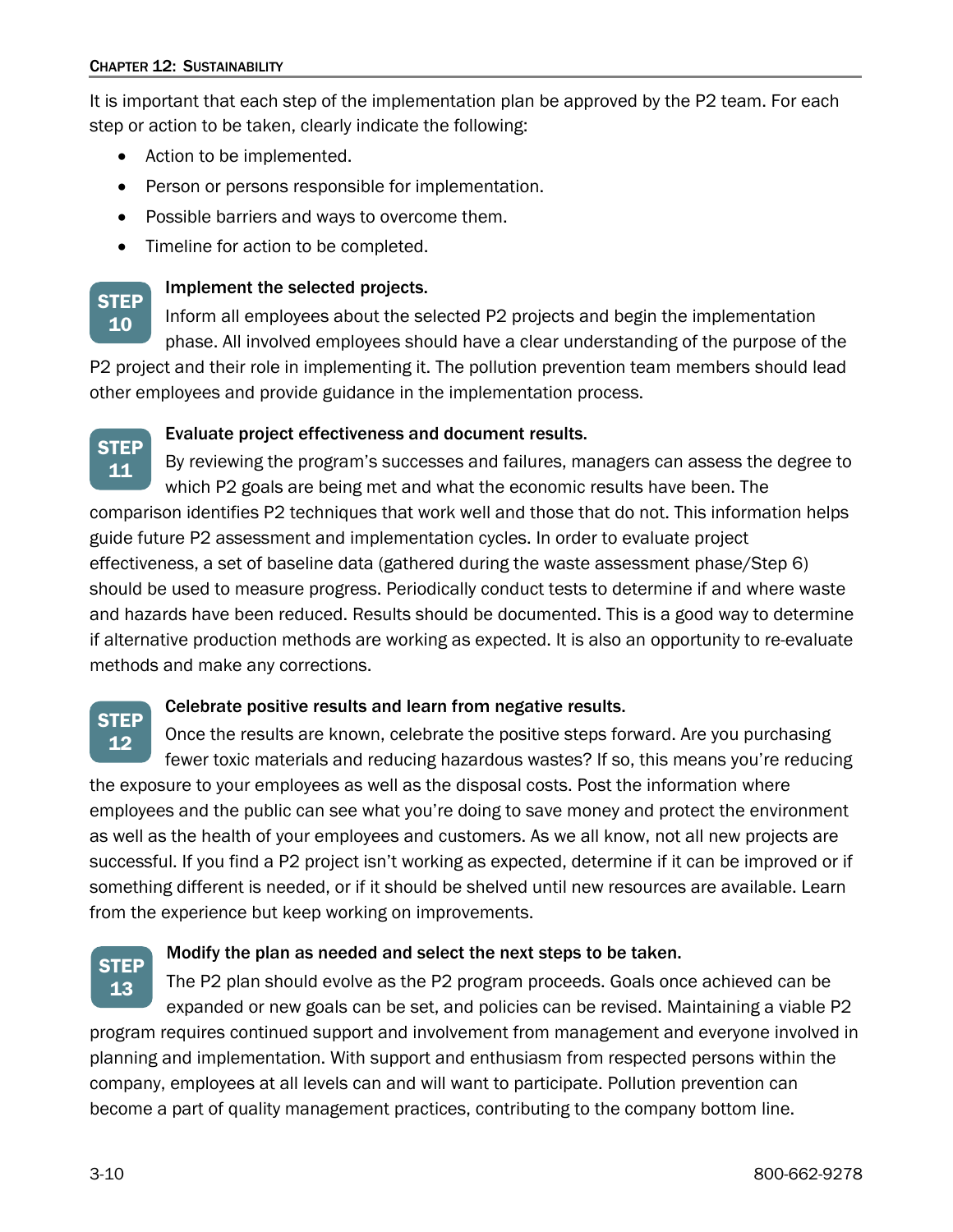It is important that each step of the implementation plan be approved by the P2 team. For each step or action to be taken, clearly indicate the following:

- Action to be implemented.
- Person or persons responsible for implementation.
- Possible barriers and ways to overcome them.
- Timeline for action to be completed.

### STEP 10 — Implement the selected projects.

Inform all employees about the selected P2 projects and begin the implementation phase. All involved employees should have a clear understanding of the purpose of the P2 project and their role in implementing it. The pollution prevention team members should lead other employees and provide guidance in the implementation process.

### STEP 11 — Evaluate project effectiveness and document results.

By reviewing the program's successes and failures, managers can assess the degree to which P2 goals are being met and what the economic results have been. The comparison identifies P2 techniques that work well and those that do not. This information helps guide future P2 assessment and implementation cycles. In order to evaluate project effectiveness, a set of baseline data (gathered during the waste assessment phase/Step 6) should be used to measure progress. Periodically conduct tests to determine if and where waste and hazards have been reduced. Results should be documented. This is a good way to determine if alternative production methods are working as expected. It is also an opportunity to re-evaluate methods and make any corrections.

### STEP 12 — Celebrate positive results and learn from negative results.

Once the results are known, celebrate the positive steps forward. Are you purchasing fewer toxic materials and reducing hazardous wastes? If so, this means you're reducing the exposure to your employees as well as the disposal costs. Post the information where employees and the public can see what you're doing to save money and protect the environment as well as the health of your employees and customers. As we all know, not all new projects are successful. If you find a P2 project isn't working as expected, determine if it can be improved or if something different is needed, or if it should be shelved until new resources are available. Learn from the experience but keep working on improvements.

### STEP 13 — Modify the plan as needed and select the next steps to be taken.

The P2 plan should evolve as the P2 program proceeds. Goals once achieved can be expanded or new goals can be set, and policies can be revised. Maintaining a viable P2 program requires continued support and involvement from management and everyone involved in planning and implementation. With support and enthusiasm from respected persons within the company, employees at all levels can and will want to participate. Pollution prevention can become a part of quality management practices, contributing to the company bottom line.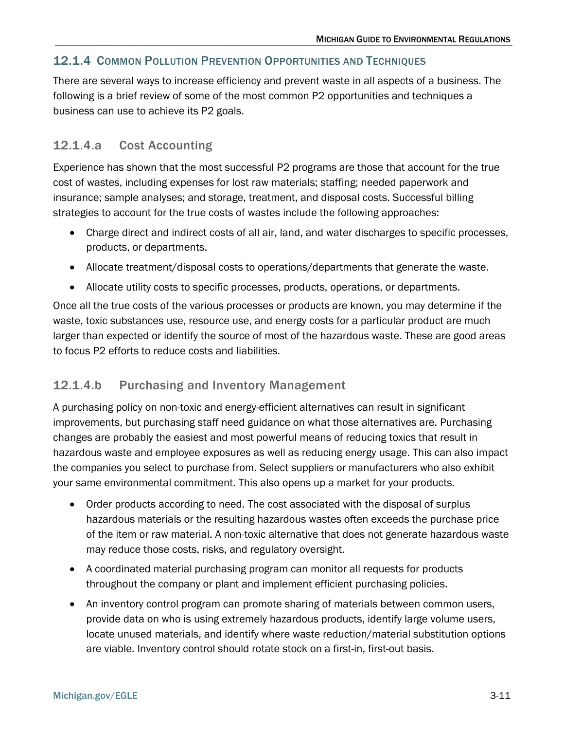### 12.1.4 Common Pollution Prevention Opportunities and Techniques

There are several ways to increase efficiency and prevent waste in all aspects of a business. The following is a brief review of some of the most common P2 opportunities and techniques a business can use to achieve its P2 goals.

#### 12.1.4.a Cost Accounting

Experience has shown that the most successful P2 programs are those that account for the true cost of wastes, including expenses for lost raw materials; staffing; needed paperwork and insurance; sample analyses; and storage, treatment, and disposal costs. Successful billing strategies to account for the true costs of wastes include the following approaches:

- Charge direct and indirect costs of all air, land, and water discharges to specific processes, products, or departments.
- Allocate treatment/disposal costs to operations/departments that generate the waste.
- Allocate utility costs to specific processes, products, operations, or departments.

Once all the true costs of the various processes or products are known, you may determine if the waste, toxic substances use, resource use, and energy costs for a particular product are much larger than expected or identify the source of most of the hazardous waste. These are good areas to focus P2 efforts to reduce costs and liabilities.

#### 12.1.4.b Purchasing and Inventory Management

A purchasing policy on non-toxic and energy-efficient alternatives can result in significant improvements, but purchasing staff need guidance on what those alternatives are. Purchasing changes are probably the easiest and most powerful means of reducing toxics that result in hazardous waste and employee exposures as well as reducing energy usage. This can also impact the companies you select to purchase from. Select suppliers or manufacturers who also exhibit your same environmental commitment. This also opens up a market for your products.

- Order products according to need. The cost associated with the disposal of surplus hazardous materials or the resulting hazardous wastes often exceeds the purchase price of the item or raw material. A non-toxic alternative that does not generate hazardous waste may reduce those costs, risks, and regulatory oversight.
- A coordinated material purchasing program can monitor all requests for products throughout the company or plant and implement efficient purchasing policies.
- An inventory control program can promote sharing of materials between common users, provide data on who is using extremely hazardous products, identify large volume users, locate unused materials, and identify where waste reduction/material substitution options are viable. Inventory control should rotate stock on a first-in, first-out basis.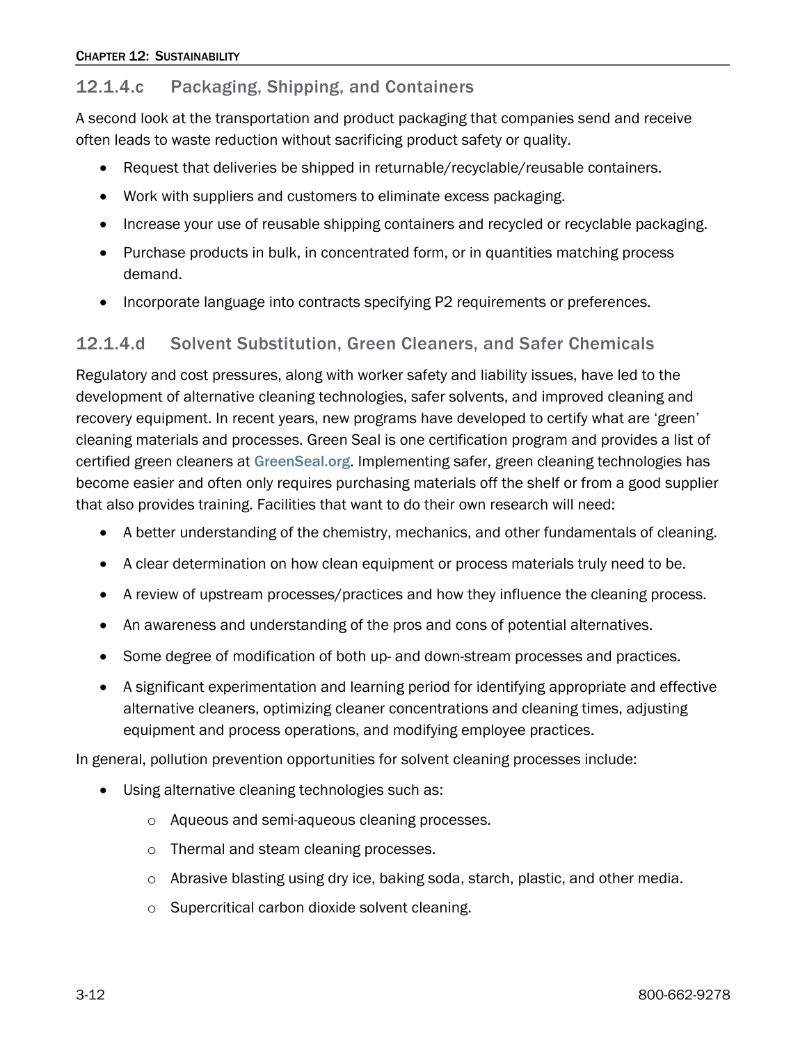### 12.1.4.c Packaging, Shipping, and Containers

A second look at the transportation and product packaging that companies send and receive often leads to waste reduction without sacrificing product safety or quality.

- Request that deliveries be shipped in returnable/recyclable/reusable containers.
- Work with suppliers and customers to eliminate excess packaging.
- Increase your use of reusable shipping containers and recycled or recyclable packaging.
- Purchase products in bulk, in concentrated form, or in quantities matching process demand.
- Incorporate language into contracts specifying P2 requirements or preferences.

### 12.1.4.d Solvent Substitution, Green Cleaners, and Safer Chemicals

Regulatory and cost pressures, along with worker safety and liability issues, have led to the development of alternative cleaning technologies, safer solvents, and improved cleaning and recovery equipment. In recent years, new programs have developed to certify what are 'green' cleaning materials and processes. Green Seal is one certification program and provides a list of certified green cleaners at GreenSeal.org. Implementing safer, green cleaning technologies has become easier and often only requires purchasing materials off the shelf or from a good supplier that also provides training. Facilities that want to do their own research will need:

- A better understanding of the chemistry, mechanics, and other fundamentals of cleaning.
- A clear determination on how clean equipment or process materials truly need to be.
- A review of upstream processes/practices and how they influence the cleaning process.
- An awareness and understanding of the pros and cons of potential alternatives.
- Some degree of modification of both up- and down-stream processes and practices.
- A significant experimentation and learning period for identifying appropriate and effective alternative cleaners, optimizing cleaner concentrations and cleaning times, adjusting equipment and process operations, and modifying employee practices.

In general, pollution prevention opportunities for solvent cleaning processes include:

- Using alternative cleaning technologies such as:
  - Aqueous and semi-aqueous cleaning processes.
  - Thermal and steam cleaning processes.
  - Abrasive blasting using dry ice, baking soda, starch, plastic, and other media.
  - Supercritical carbon dioxide solvent cleaning.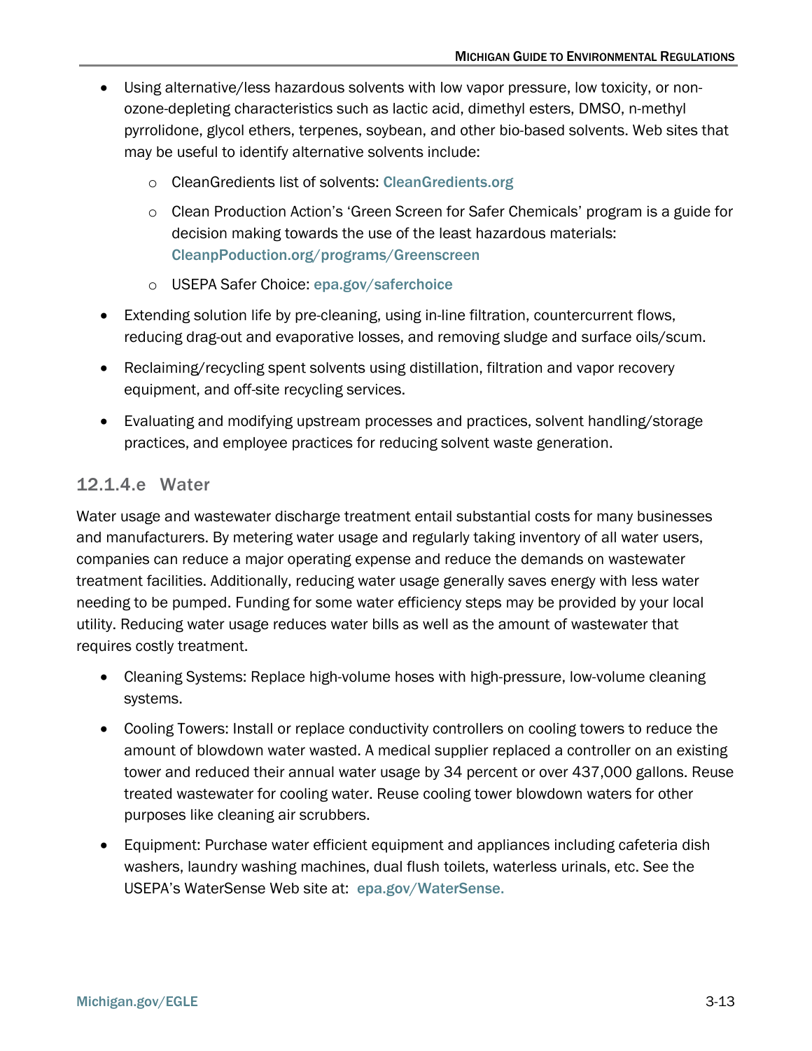- Using alternative/less hazardous solvents with low vapor pressure, low toxicity, or non-ozone-depleting characteristics such as lactic acid, dimethyl esters, DMSO, n-methyl pyrrolidone, glycol ethers, terpenes, soybean, and other bio-based solvents. Web sites that may be useful to identify alternative solvents include:
    - CleanGredients list of solvents: CleanGredients.org
    - Clean Production Action's 'Green Screen for Safer Chemicals' program is a guide for decision making towards the use of the least hazardous materials: CleanpPoduction.org/programs/Greenscreen
    - USEPA Safer Choice: epa.gov/saferchoice
- Extending solution life by pre-cleaning, using in-line filtration, countercurrent flows, reducing drag-out and evaporative losses, and removing sludge and surface oils/scum.
- Reclaiming/recycling spent solvents using distillation, filtration and vapor recovery equipment, and off-site recycling services.
- Evaluating and modifying upstream processes and practices, solvent handling/storage practices, and employee practices for reducing solvent waste generation.

### 12.1.4.e Water

Water usage and wastewater discharge treatment entail substantial costs for many businesses and manufacturers. By metering water usage and regularly taking inventory of all water users, companies can reduce a major operating expense and reduce the demands on wastewater treatment facilities. Additionally, reducing water usage generally saves energy with less water needing to be pumped. Funding for some water efficiency steps may be provided by your local utility. Reducing water usage reduces water bills as well as the amount of wastewater that requires costly treatment.

- Cleaning Systems: Replace high-volume hoses with high-pressure, low-volume cleaning systems.
- Cooling Towers: Install or replace conductivity controllers on cooling towers to reduce the amount of blowdown water wasted. A medical supplier replaced a controller on an existing tower and reduced their annual water usage by 34 percent or over 437,000 gallons. Reuse treated wastewater for cooling water. Reuse cooling tower blowdown waters for other purposes like cleaning air scrubbers.
- Equipment: Purchase water efficient equipment and appliances including cafeteria dish washers, laundry washing machines, dual flush toilets, waterless urinals, etc. See the USEPA's WaterSense Web site at: epa.gov/WaterSense.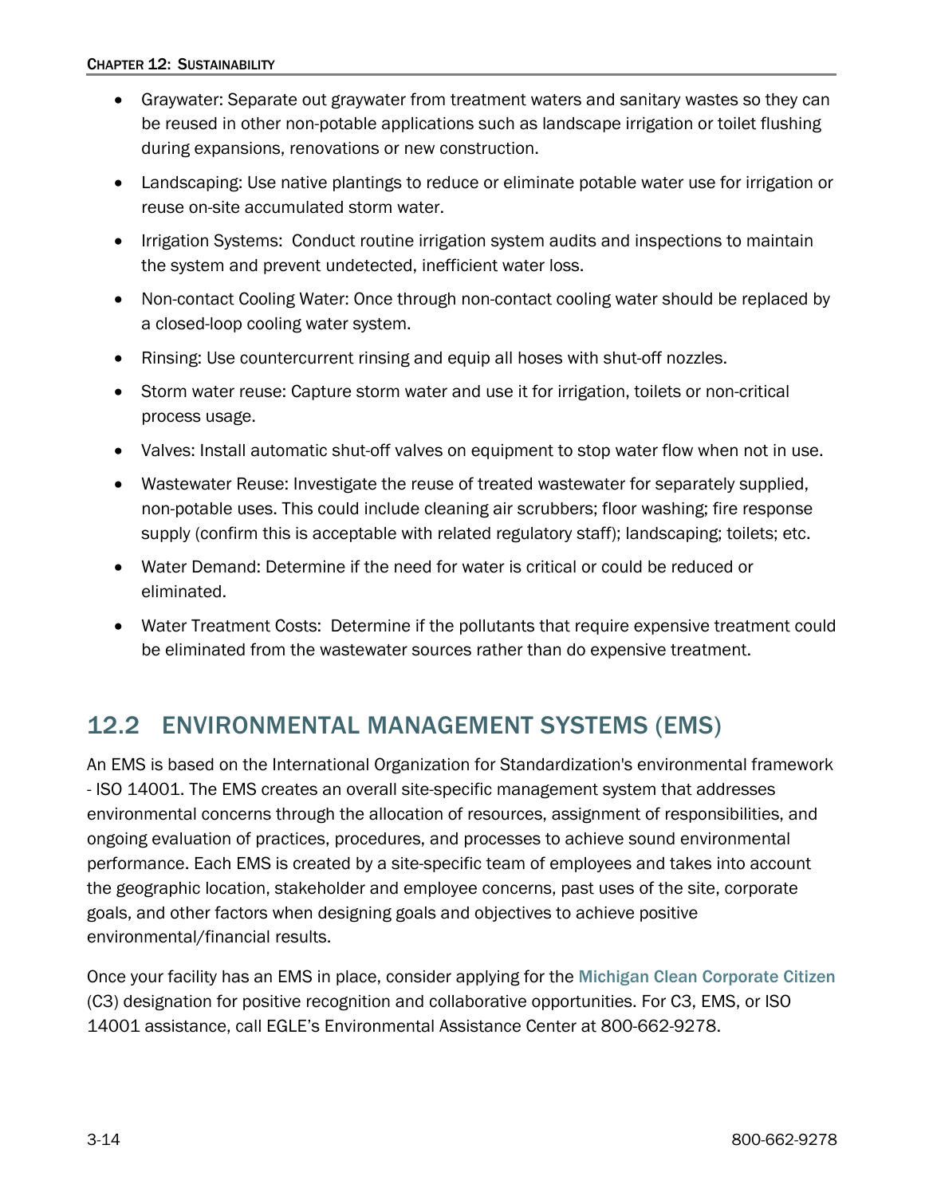- Graywater: Separate out graywater from treatment waters and sanitary wastes so they can be reused in other non-potable applications such as landscape irrigation or toilet flushing during expansions, renovations or new construction.
- Landscaping: Use native plantings to reduce or eliminate potable water use for irrigation or reuse on-site accumulated storm water.
- Irrigation Systems: Conduct routine irrigation system audits and inspections to maintain the system and prevent undetected, inefficient water loss.
- Non-contact Cooling Water: Once through non-contact cooling water should be replaced by a closed-loop cooling water system.
- Rinsing: Use countercurrent rinsing and equip all hoses with shut-off nozzles.
- Storm water reuse: Capture storm water and use it for irrigation, toilets or non-critical process usage.
- Valves: Install automatic shut-off valves on equipment to stop water flow when not in use.
- Wastewater Reuse: Investigate the reuse of treated wastewater for separately supplied, non-potable uses. This could include cleaning air scrubbers; floor washing; fire response supply (confirm this is acceptable with related regulatory staff); landscaping; toilets; etc.
- Water Demand: Determine if the need for water is critical or could be reduced or eliminated.
- Water Treatment Costs: Determine if the pollutants that require expensive treatment could be eliminated from the wastewater sources rather than do expensive treatment.

## 12.2 ENVIRONMENTAL MANAGEMENT SYSTEMS (EMS)

An EMS is based on the International Organization for Standardization's environmental framework - ISO 14001. The EMS creates an overall site-specific management system that addresses environmental concerns through the allocation of resources, assignment of responsibilities, and ongoing evaluation of practices, procedures, and processes to achieve sound environmental performance. Each EMS is created by a site-specific team of employees and takes into account the geographic location, stakeholder and employee concerns, past uses of the site, corporate goals, and other factors when designing goals and objectives to achieve positive environmental/financial results.

Once your facility has an EMS in place, consider applying for the Michigan Clean Corporate Citizen (C3) designation for positive recognition and collaborative opportunities. For C3, EMS, or ISO 14001 assistance, call EGLE's Environmental Assistance Center at 800-662-9278.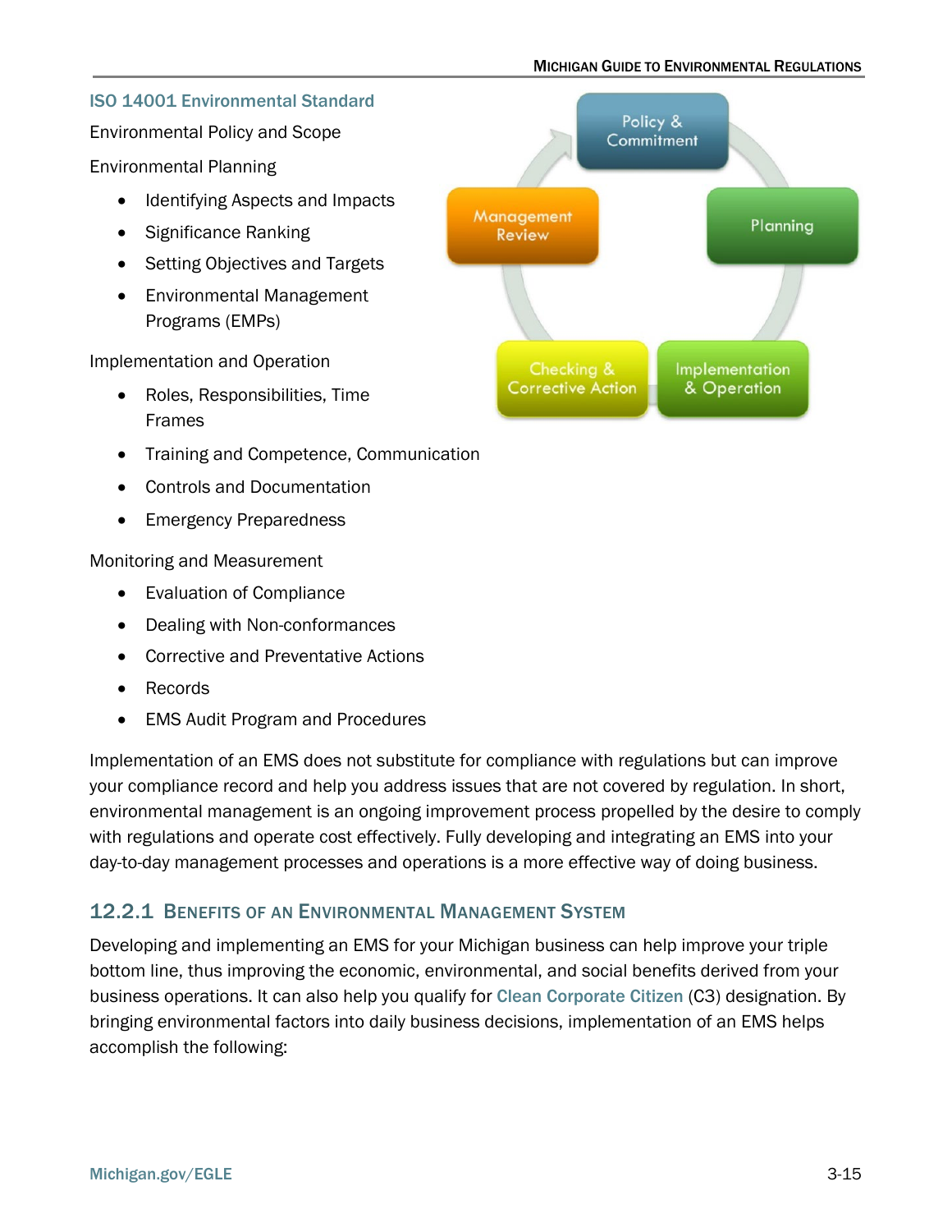### ISO 14001 Environmental Standard

Environmental Policy and Scope

Environmental Planning

- Identifying Aspects and Impacts
- Significance Ranking
- Setting Objectives and Targets
- Environmental Management Programs (EMPs)

Implementation and Operation

- Roles, Responsibilities, Time Frames
- Training and Competence, Communication
- Controls and Documentation
- Emergency Preparedness

Monitoring and Measurement

- Evaluation of Compliance
- Dealing with Non-conformances
- Corrective and Preventative Actions
- Records
- EMS Audit Program and Procedures

Policy & Commitment

Planning

Implementation & Operation

Checking & Corrective Action

Management Review

Implementation of an EMS does not substitute for compliance with regulations but can improve your compliance record and help you address issues that are not covered by regulation. In short, environmental management is an ongoing improvement process propelled by the desire to comply with regulations and operate cost effectively. Fully developing and integrating an EMS into your day-to-day management processes and operations is a more effective way of doing business.

## 12.2.1 Benefits of an Environmental Management System

Developing and implementing an EMS for your Michigan business can help improve your triple bottom line, thus improving the economic, environmental, and social benefits derived from your business operations. It can also help you qualify for Clean Corporate Citizen (C3) designation. By bringing environmental factors into daily business decisions, implementation of an EMS helps accomplish the following: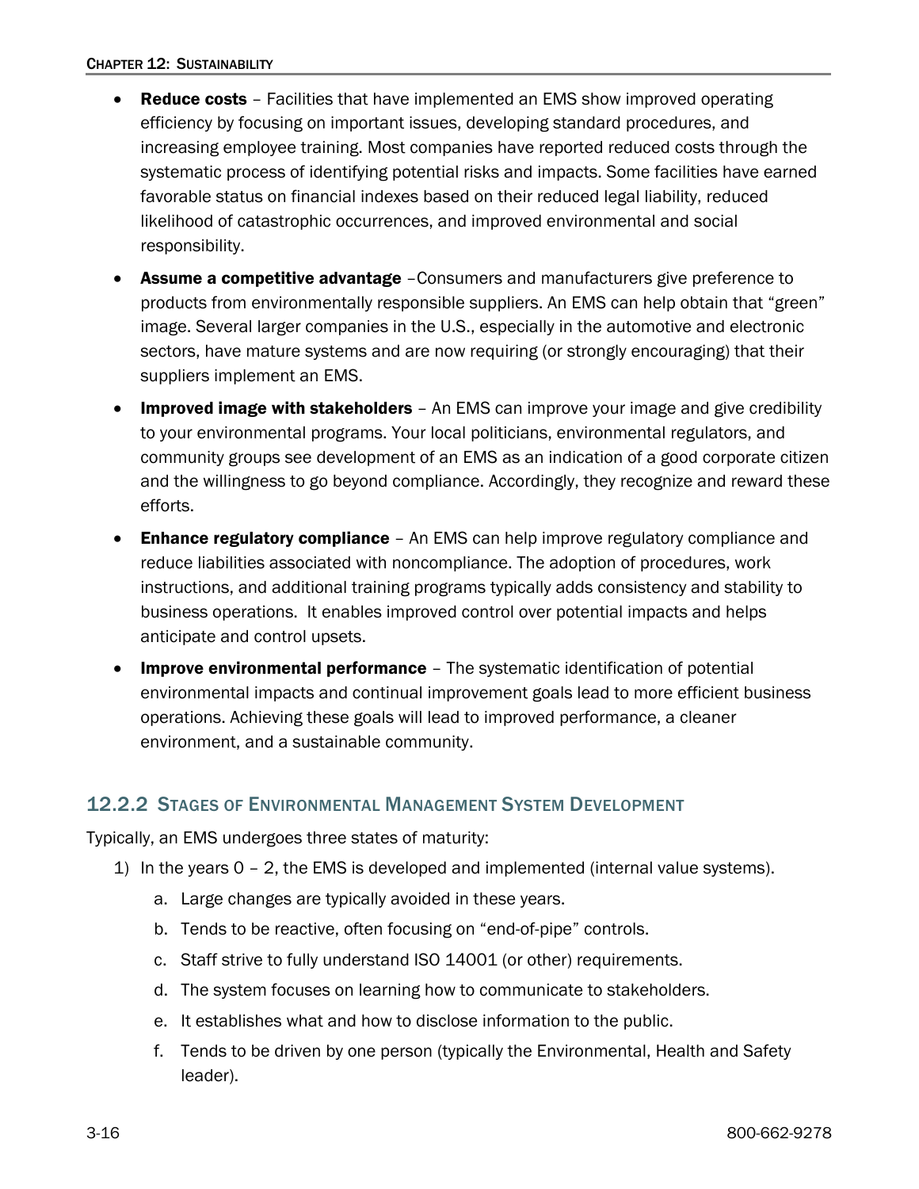- **Reduce costs** – Facilities that have implemented an EMS show improved operating efficiency by focusing on important issues, developing standard procedures, and increasing employee training. Most companies have reported reduced costs through the systematic process of identifying potential risks and impacts. Some facilities have earned favorable status on financial indexes based on their reduced legal liability, reduced likelihood of catastrophic occurrences, and improved environmental and social responsibility.
- **Assume a competitive advantage** –Consumers and manufacturers give preference to products from environmentally responsible suppliers. An EMS can help obtain that "green" image. Several larger companies in the U.S., especially in the automotive and electronic sectors, have mature systems and are now requiring (or strongly encouraging) that their suppliers implement an EMS.
- **Improved image with stakeholders** – An EMS can improve your image and give credibility to your environmental programs. Your local politicians, environmental regulators, and community groups see development of an EMS as an indication of a good corporate citizen and the willingness to go beyond compliance. Accordingly, they recognize and reward these efforts.
- **Enhance regulatory compliance** – An EMS can help improve regulatory compliance and reduce liabilities associated with noncompliance. The adoption of procedures, work instructions, and additional training programs typically adds consistency and stability to business operations. It enables improved control over potential impacts and helps anticipate and control upsets.
- **Improve environmental performance** – The systematic identification of potential environmental impacts and continual improvement goals lead to more efficient business operations. Achieving these goals will lead to improved performance, a cleaner environment, and a sustainable community.

### 12.2.2 Stages of Environmental Management System Development

Typically, an EMS undergoes three states of maturity:

1) In the years 0 – 2, the EMS is developed and implemented (internal value systems).
    a. Large changes are typically avoided in these years.
    b. Tends to be reactive, often focusing on "end-of-pipe" controls.
    c. Staff strive to fully understand ISO 14001 (or other) requirements.
    d. The system focuses on learning how to communicate to stakeholders.
    e. It establishes what and how to disclose information to the public.
    f. Tends to be driven by one person (typically the Environmental, Health and Safety leader).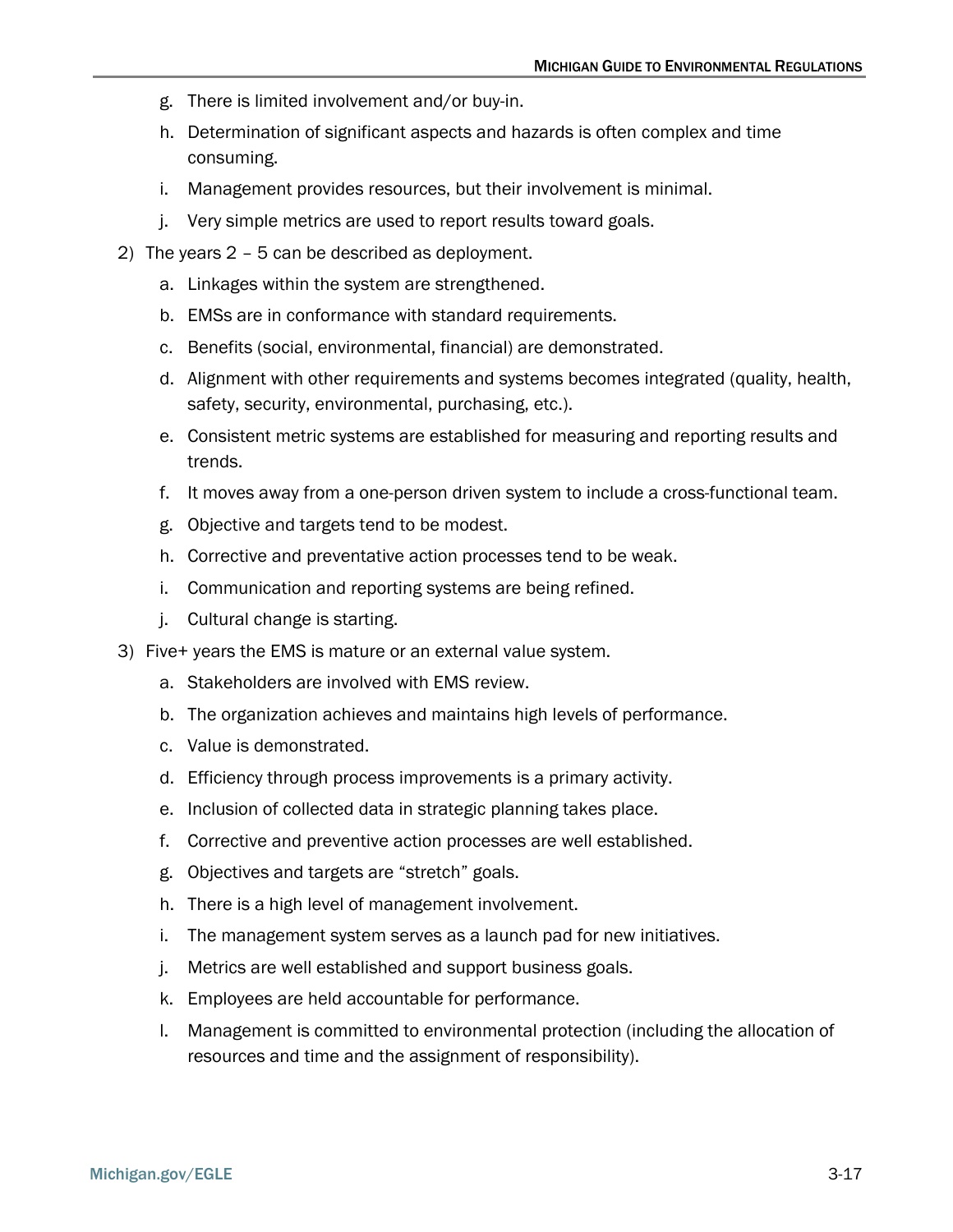g. There is limited involvement and/or buy-in.
   h. Determination of significant aspects and hazards is often complex and time consuming.
   i. Management provides resources, but their involvement is minimal.
   j. Very simple metrics are used to report results toward goals.

2) The years 2 – 5 can be described as deployment.
   a. Linkages within the system are strengthened.
   b. EMSs are in conformance with standard requirements.
   c. Benefits (social, environmental, financial) are demonstrated.
   d. Alignment with other requirements and systems becomes integrated (quality, health, safety, security, environmental, purchasing, etc.).
   e. Consistent metric systems are established for measuring and reporting results and trends.
   f. It moves away from a one-person driven system to include a cross-functional team.
   g. Objective and targets tend to be modest.
   h. Corrective and preventative action processes tend to be weak.
   i. Communication and reporting systems are being refined.
   j. Cultural change is starting.

3) Five+ years the EMS is mature or an external value system.
   a. Stakeholders are involved with EMS review.
   b. The organization achieves and maintains high levels of performance.
   c. Value is demonstrated.
   d. Efficiency through process improvements is a primary activity.
   e. Inclusion of collected data in strategic planning takes place.
   f. Corrective and preventive action processes are well established.
   g. Objectives and targets are "stretch" goals.
   h. There is a high level of management involvement.
   i. The management system serves as a launch pad for new initiatives.
   j. Metrics are well established and support business goals.
   k. Employees are held accountable for performance.
   l. Management is committed to environmental protection (including the allocation of resources and time and the assignment of responsibility).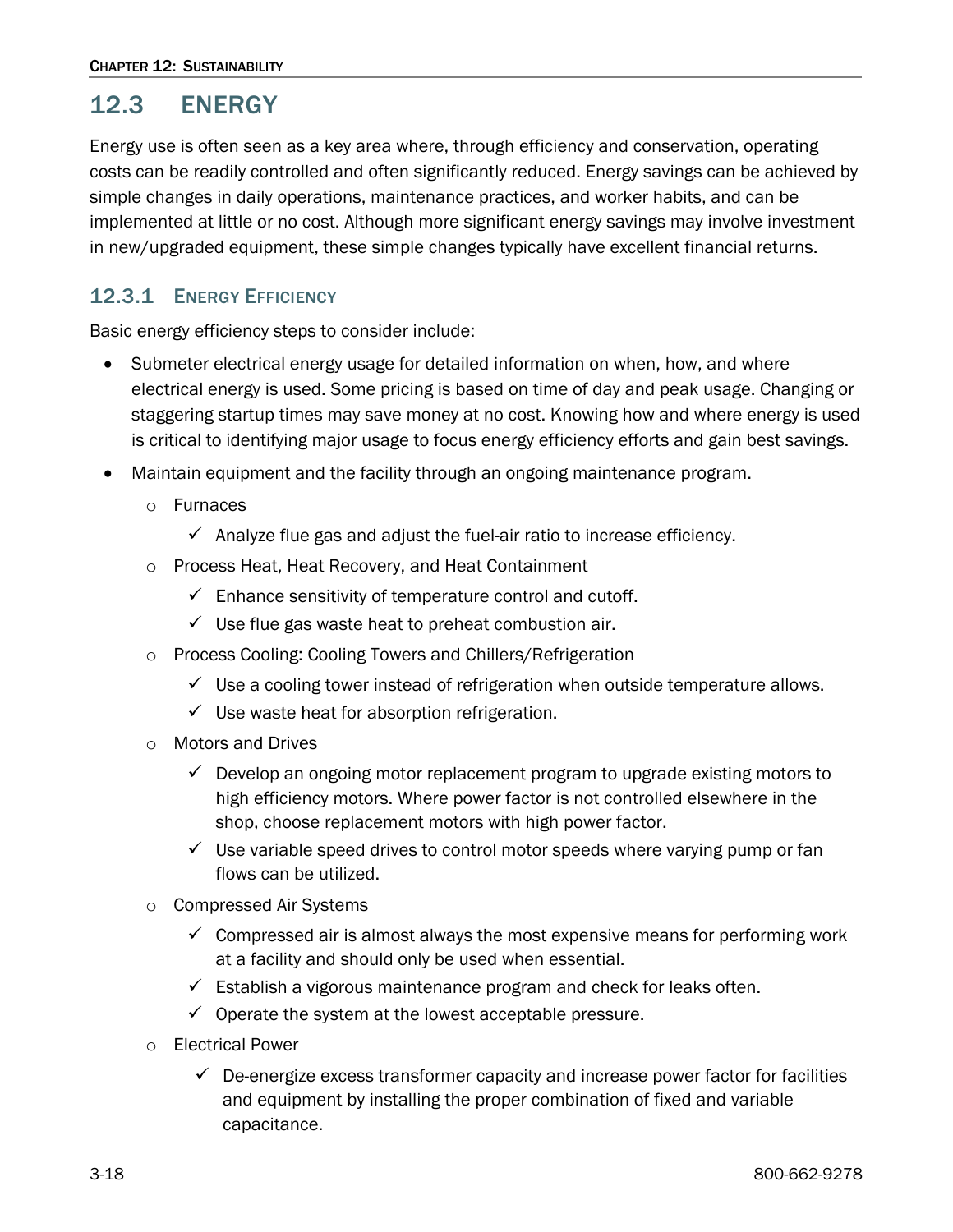## 12.3 ENERGY

Energy use is often seen as a key area where, through efficiency and conservation, operating costs can be readily controlled and often significantly reduced. Energy savings can be achieved by simple changes in daily operations, maintenance practices, and worker habits, and can be implemented at little or no cost. Although more significant energy savings may involve investment in new/upgraded equipment, these simple changes typically have excellent financial returns.

### 12.3.1 ENERGY EFFICIENCY

Basic energy efficiency steps to consider include:

- Submeter electrical energy usage for detailed information on when, how, and where electrical energy is used. Some pricing is based on time of day and peak usage. Changing or staggering startup times may save money at no cost. Knowing how and where energy is used is critical to identifying major usage to focus energy efficiency efforts and gain best savings.
- Maintain equipment and the facility through an ongoing maintenance program.
  - Furnaces
    - ✓ Analyze flue gas and adjust the fuel-air ratio to increase efficiency.
  - Process Heat, Heat Recovery, and Heat Containment
    - ✓ Enhance sensitivity of temperature control and cutoff.
    - ✓ Use flue gas waste heat to preheat combustion air.
  - Process Cooling: Cooling Towers and Chillers/Refrigeration
    - ✓ Use a cooling tower instead of refrigeration when outside temperature allows.
    - ✓ Use waste heat for absorption refrigeration.
  - Motors and Drives
    - ✓ Develop an ongoing motor replacement program to upgrade existing motors to high efficiency motors. Where power factor is not controlled elsewhere in the shop, choose replacement motors with high power factor.
    - ✓ Use variable speed drives to control motor speeds where varying pump or fan flows can be utilized.
  - Compressed Air Systems
    - ✓ Compressed air is almost always the most expensive means for performing work at a facility and should only be used when essential.
    - ✓ Establish a vigorous maintenance program and check for leaks often.
    - ✓ Operate the system at the lowest acceptable pressure.
  - Electrical Power
    - ✓ De-energize excess transformer capacity and increase power factor for facilities and equipment by installing the proper combination of fixed and variable capacitance.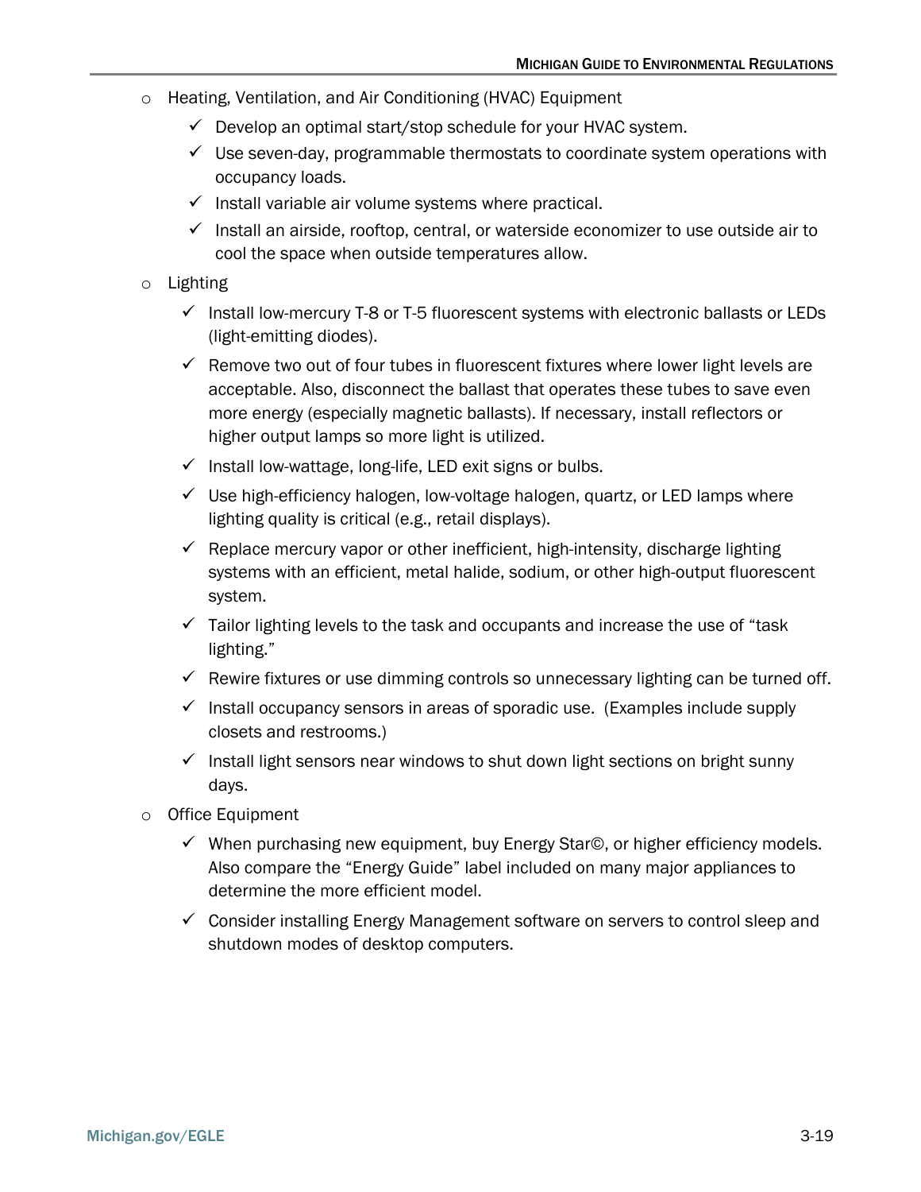- Heating, Ventilation, and Air Conditioning (HVAC) Equipment
  - ✓ Develop an optimal start/stop schedule for your HVAC system.
  - ✓ Use seven-day, programmable thermostats to coordinate system operations with occupancy loads.
  - ✓ Install variable air volume systems where practical.
  - ✓ Install an airside, rooftop, central, or waterside economizer to use outside air to cool the space when outside temperatures allow.
- Lighting
  - ✓ Install low-mercury T-8 or T-5 fluorescent systems with electronic ballasts or LEDs (light-emitting diodes).
  - ✓ Remove two out of four tubes in fluorescent fixtures where lower light levels are acceptable. Also, disconnect the ballast that operates these tubes to save even more energy (especially magnetic ballasts). If necessary, install reflectors or higher output lamps so more light is utilized.
  - ✓ Install low-wattage, long-life, LED exit signs or bulbs.
  - ✓ Use high-efficiency halogen, low-voltage halogen, quartz, or LED lamps where lighting quality is critical (e.g., retail displays).
  - ✓ Replace mercury vapor or other inefficient, high-intensity, discharge lighting systems with an efficient, metal halide, sodium, or other high-output fluorescent system.
  - ✓ Tailor lighting levels to the task and occupants and increase the use of "task lighting."
  - ✓ Rewire fixtures or use dimming controls so unnecessary lighting can be turned off.
  - ✓ Install occupancy sensors in areas of sporadic use. (Examples include supply closets and restrooms.)
  - ✓ Install light sensors near windows to shut down light sections on bright sunny days.
- Office Equipment
  - ✓ When purchasing new equipment, buy Energy Star©, or higher efficiency models. Also compare the "Energy Guide" label included on many major appliances to determine the more efficient model.
  - ✓ Consider installing Energy Management software on servers to control sleep and shutdown modes of desktop computers.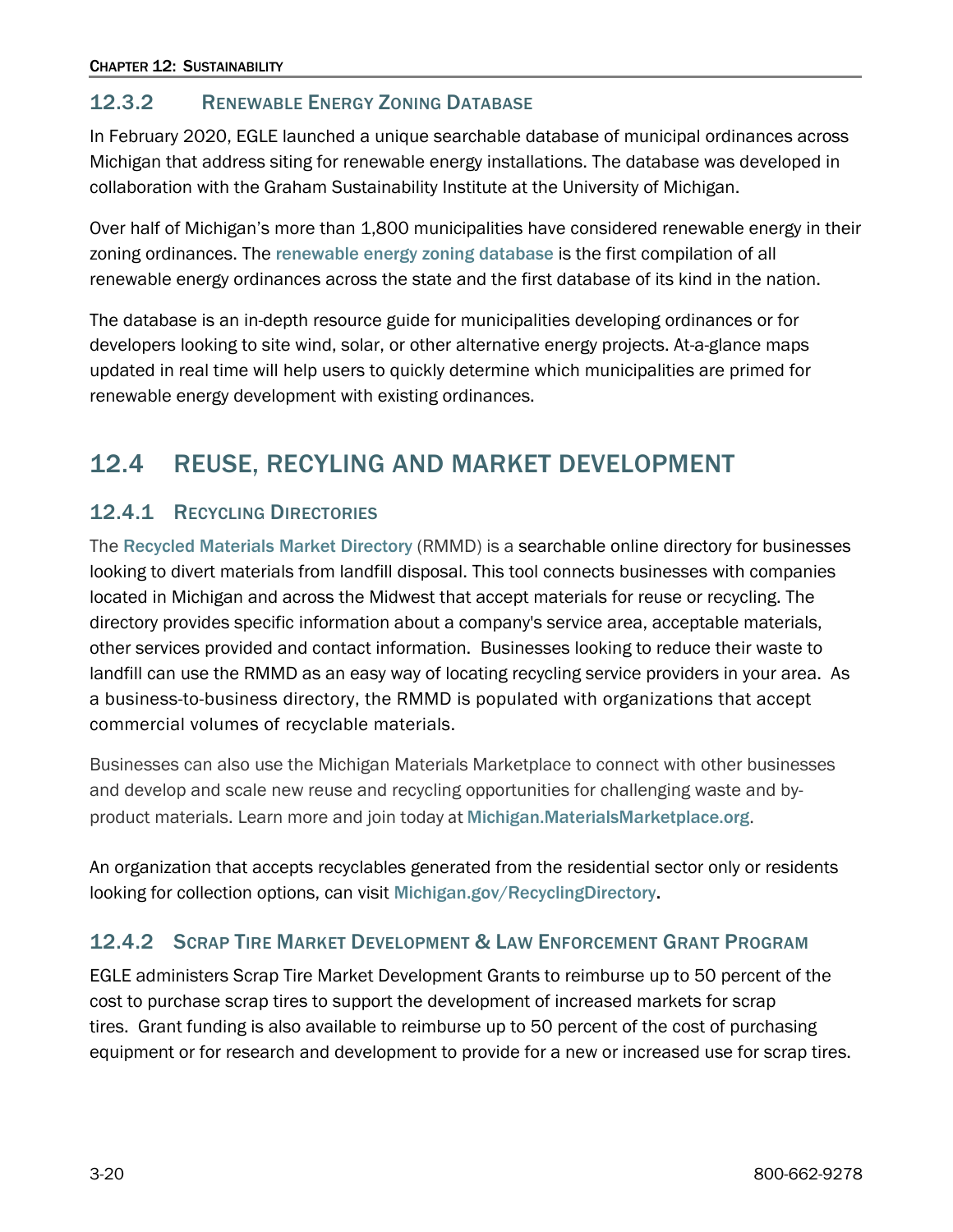### 12.3.2 Renewable Energy Zoning Database

In February 2020, EGLE launched a unique searchable database of municipal ordinances across Michigan that address siting for renewable energy installations. The database was developed in collaboration with the Graham Sustainability Institute at the University of Michigan.

Over half of Michigan's more than 1,800 municipalities have considered renewable energy in their zoning ordinances. The renewable energy zoning database is the first compilation of all renewable energy ordinances across the state and the first database of its kind in the nation.

The database is an in-depth resource guide for municipalities developing ordinances or for developers looking to site wind, solar, or other alternative energy projects. At-a-glance maps updated in real time will help users to quickly determine which municipalities are primed for renewable energy development with existing ordinances.

## 12.4 REUSE, RECYLING AND MARKET DEVELOPMENT

### 12.4.1 Recycling Directories

The Recycled Materials Market Directory (RMMD) is a searchable online directory for businesses looking to divert materials from landfill disposal. This tool connects businesses with companies located in Michigan and across the Midwest that accept materials for reuse or recycling. The directory provides specific information about a company's service area, acceptable materials, other services provided and contact information. Businesses looking to reduce their waste to landfill can use the RMMD as an easy way of locating recycling service providers in your area. As a business-to-business directory, the RMMD is populated with organizations that accept commercial volumes of recyclable materials.

Businesses can also use the Michigan Materials Marketplace to connect with other businesses and develop and scale new reuse and recycling opportunities for challenging waste and by-product materials. Learn more and join today at Michigan.MaterialsMarketplace.org.

An organization that accepts recyclables generated from the residential sector only or residents looking for collection options, can visit Michigan.gov/RecyclingDirectory.

### 12.4.2 Scrap Tire Market Development & Law Enforcement Grant Program

EGLE administers Scrap Tire Market Development Grants to reimburse up to 50 percent of the cost to purchase scrap tires to support the development of increased markets for scrap tires. Grant funding is also available to reimburse up to 50 percent of the cost of purchasing equipment or for research and development to provide for a new or increased use for scrap tires.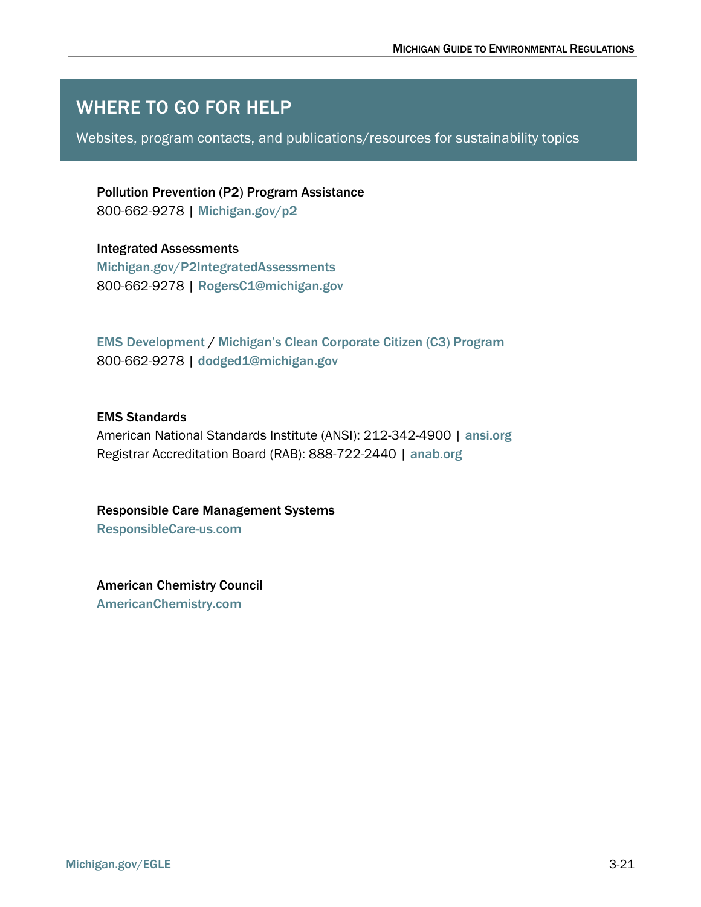## WHERE TO GO FOR HELP

Websites, program contacts, and publications/resources for sustainability topics

**Pollution Prevention (P2) Program Assistance**
800-662-9278 | Michigan.gov/p2

**Integrated Assessments**
Michigan.gov/P2IntegratedAssessments
800-662-9278 | RogersC1@michigan.gov

EMS Development / Michigan's Clean Corporate Citizen (C3) Program
800-662-9278 | dodged1@michigan.gov

**EMS Standards**
American National Standards Institute (ANSI): 212-342-4900 | ansi.org
Registrar Accreditation Board (RAB): 888-722-2440 | anab.org

**Responsible Care Management Systems**
ResponsibleCare-us.com

**American Chemistry Council**
AmericanChemistry.com